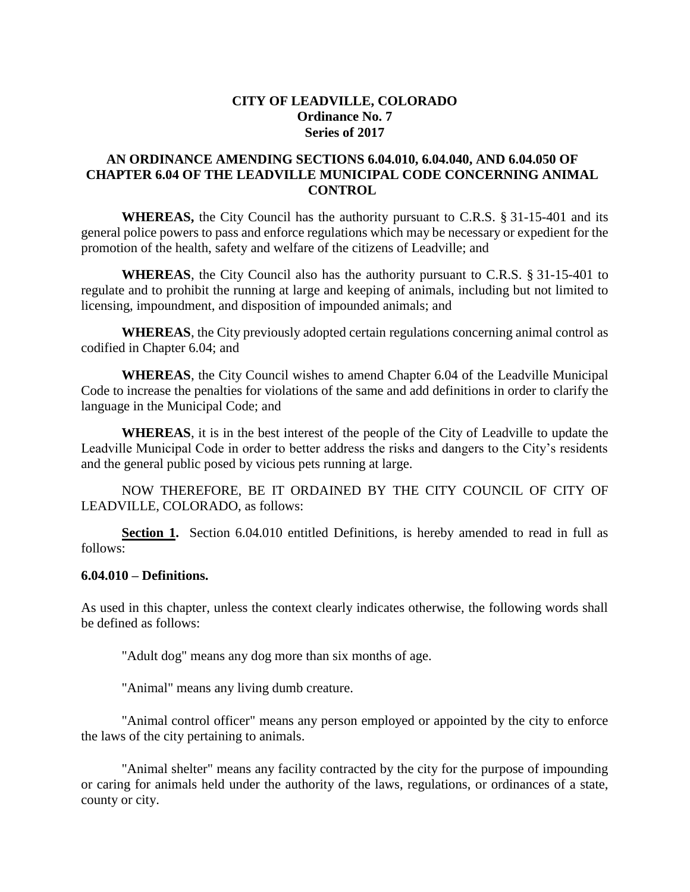# CITY OF LEADVILLE, COLORADO
## Ordinance No. 7
## Series of 2017

## AN ORDINANCE AMENDING SECTIONS 6.04.010, 6.04.040, AND 6.04.050 OF CHAPTER 6.04 OF THE LEADVILLE MUNICIPAL CODE CONCERNING ANIMAL CONTROL

**WHEREAS,** the City Council has the authority pursuant to C.R.S. § 31-15-401 and its general police powers to pass and enforce regulations which may be necessary or expedient for the promotion of the health, safety and welfare of the citizens of Leadville; and

**WHEREAS**, the City Council also has the authority pursuant to C.R.S. § 31-15-401 to regulate and to prohibit the running at large and keeping of animals, including but not limited to licensing, impoundment, and disposition of impounded animals; and

**WHEREAS**, the City previously adopted certain regulations concerning animal control as codified in Chapter 6.04; and

**WHEREAS**, the City Council wishes to amend Chapter 6.04 of the Leadville Municipal Code to increase the penalties for violations of the same and add definitions in order to clarify the language in the Municipal Code; and

**WHEREAS**, it is in the best interest of the people of the City of Leadville to update the Leadville Municipal Code in order to better address the risks and dangers to the City's residents and the general public posed by vicious pets running at large.

NOW THEREFORE, BE IT ORDAINED BY THE CITY COUNCIL OF CITY OF LEADVILLE, COLORADO, as follows:

**Section 1.** Section 6.04.010 entitled Definitions, is hereby amended to read in full as follows:

**6.04.010 – Definitions.**

As used in this chapter, unless the context clearly indicates otherwise, the following words shall be defined as follows:

"Adult dog" means any dog more than six months of age.

"Animal" means any living dumb creature.

"Animal control officer" means any person employed or appointed by the city to enforce the laws of the city pertaining to animals.

"Animal shelter" means any facility contracted by the city for the purpose of impounding or caring for animals held under the authority of the laws, regulations, or ordinances of a state, county or city.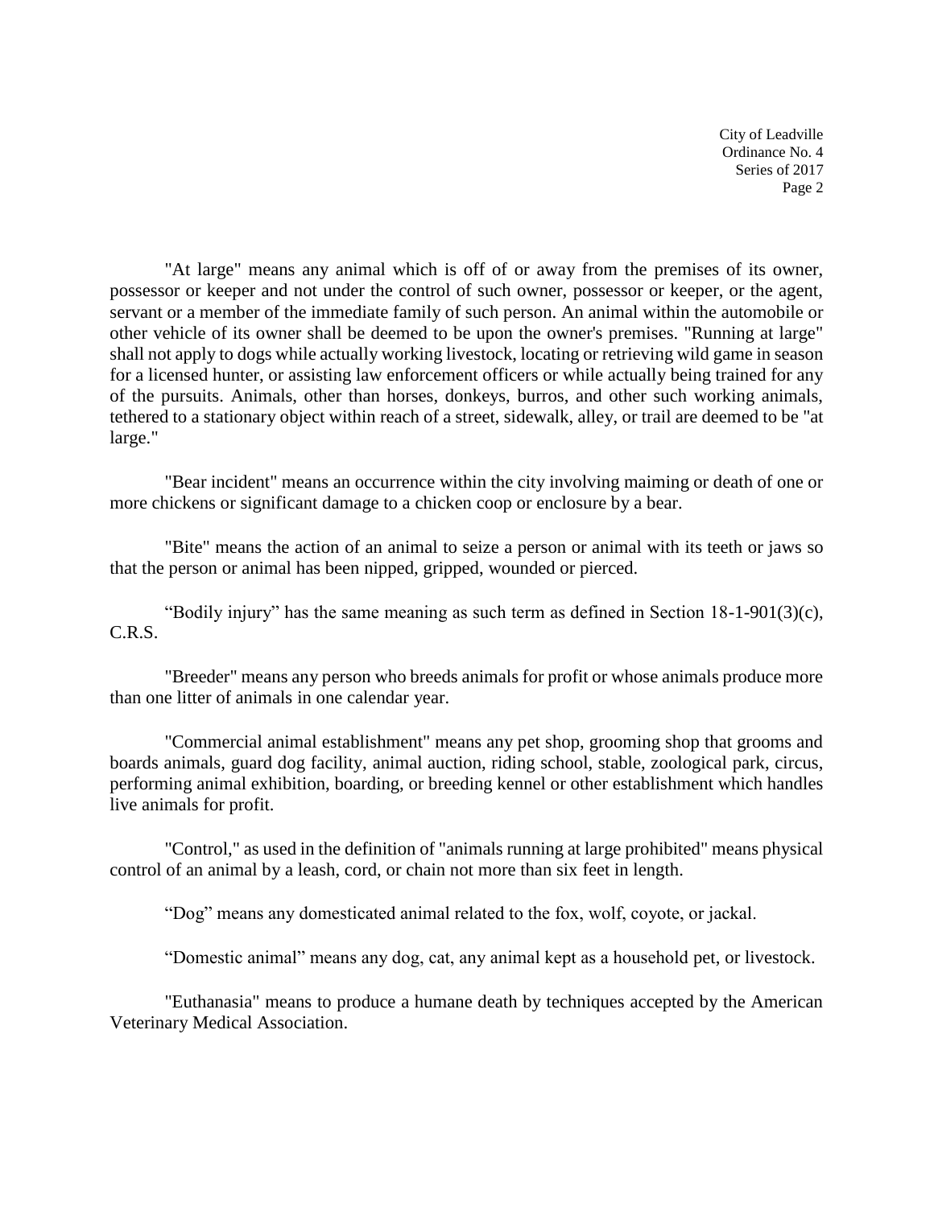"At large" means any animal which is off of or away from the premises of its owner, possessor or keeper and not under the control of such owner, possessor or keeper, or the agent, servant or a member of the immediate family of such person. An animal within the automobile or other vehicle of its owner shall be deemed to be upon the owner's premises. "Running at large" shall not apply to dogs while actually working livestock, locating or retrieving wild game in season for a licensed hunter, or assisting law enforcement officers or while actually being trained for any of the pursuits. Animals, other than horses, donkeys, burros, and other such working animals, tethered to a stationary object within reach of a street, sidewalk, alley, or trail are deemed to be "at large."

"Bear incident" means an occurrence within the city involving maiming or death of one or more chickens or significant damage to a chicken coop or enclosure by a bear.

"Bite" means the action of an animal to seize a person or animal with its teeth or jaws so that the person or animal has been nipped, gripped, wounded or pierced.

"Bodily injury" has the same meaning as such term as defined in Section 18-1-901(3)(c), C.R.S.

"Breeder" means any person who breeds animals for profit or whose animals produce more than one litter of animals in one calendar year.

"Commercial animal establishment" means any pet shop, grooming shop that grooms and boards animals, guard dog facility, animal auction, riding school, stable, zoological park, circus, performing animal exhibition, boarding, or breeding kennel or other establishment which handles live animals for profit.

"Control," as used in the definition of "animals running at large prohibited" means physical control of an animal by a leash, cord, or chain not more than six feet in length.

"Dog" means any domesticated animal related to the fox, wolf, coyote, or jackal.

"Domestic animal" means any dog, cat, any animal kept as a household pet, or livestock.

"Euthanasia" means to produce a humane death by techniques accepted by the American Veterinary Medical Association.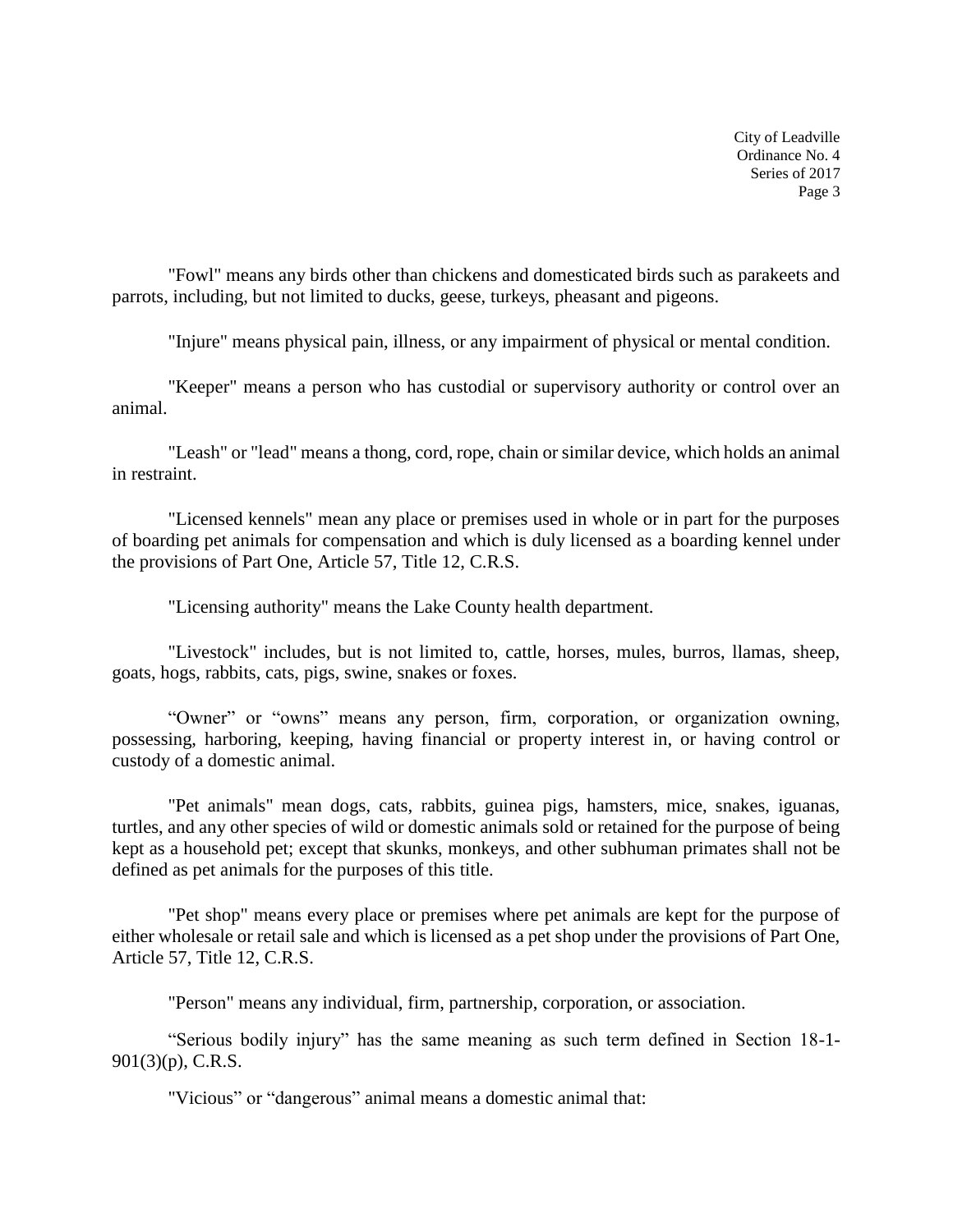"Fowl" means any birds other than chickens and domesticated birds such as parakeets and parrots, including, but not limited to ducks, geese, turkeys, pheasant and pigeons.

"Injure" means physical pain, illness, or any impairment of physical or mental condition.

"Keeper" means a person who has custodial or supervisory authority or control over an animal.

"Leash" or "lead" means a thong, cord, rope, chain or similar device, which holds an animal in restraint.

"Licensed kennels" mean any place or premises used in whole or in part for the purposes of boarding pet animals for compensation and which is duly licensed as a boarding kennel under the provisions of Part One, Article 57, Title 12, C.R.S.

"Licensing authority" means the Lake County health department.

"Livestock" includes, but is not limited to, cattle, horses, mules, burros, llamas, sheep, goats, hogs, rabbits, cats, pigs, swine, snakes or foxes.

"Owner" or "owns" means any person, firm, corporation, or organization owning, possessing, harboring, keeping, having financial or property interest in, or having control or custody of a domestic animal.

"Pet animals" mean dogs, cats, rabbits, guinea pigs, hamsters, mice, snakes, iguanas, turtles, and any other species of wild or domestic animals sold or retained for the purpose of being kept as a household pet; except that skunks, monkeys, and other subhuman primates shall not be defined as pet animals for the purposes of this title.

"Pet shop" means every place or premises where pet animals are kept for the purpose of either wholesale or retail sale and which is licensed as a pet shop under the provisions of Part One, Article 57, Title 12, C.R.S.

"Person" means any individual, firm, partnership, corporation, or association.

"Serious bodily injury" has the same meaning as such term defined in Section 18-1-901(3)(p), C.R.S.

"Vicious" or "dangerous" animal means a domestic animal that: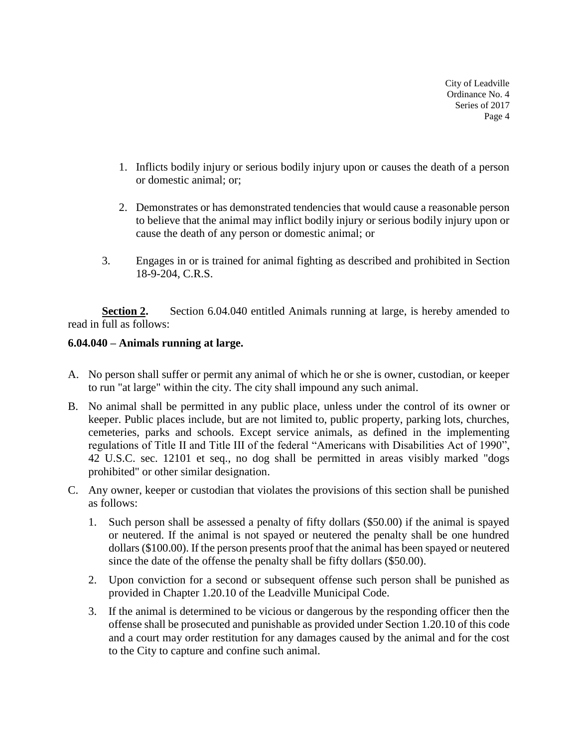1. Inflicts bodily injury or serious bodily injury upon or causes the death of a person or domestic animal; or;

2. Demonstrates or has demonstrated tendencies that would cause a reasonable person to believe that the animal may inflict bodily injury or serious bodily injury upon or cause the death of any person or domestic animal; or

3. Engages in or is trained for animal fighting as described and prohibited in Section 18-9-204, C.R.S.

**Section 2.** Section 6.04.040 entitled Animals running at large, is hereby amended to read in full as follows:

**6.04.040 – Animals running at large.**

A. No person shall suffer or permit any animal of which he or she is owner, custodian, or keeper to run "at large" within the city. The city shall impound any such animal.

B. No animal shall be permitted in any public place, unless under the control of its owner or keeper. Public places include, but are not limited to, public property, parking lots, churches, cemeteries, parks and schools. Except service animals, as defined in the implementing regulations of Title II and Title III of the federal "Americans with Disabilities Act of 1990", 42 U.S.C. sec. 12101 et seq., no dog shall be permitted in areas visibly marked "dogs prohibited" or other similar designation.

C. Any owner, keeper or custodian that violates the provisions of this section shall be punished as follows:

   1. Such person shall be assessed a penalty of fifty dollars ($50.00) if the animal is spayed or neutered. If the animal is not spayed or neutered the penalty shall be one hundred dollars ($100.00). If the person presents proof that the animal has been spayed or neutered since the date of the offense the penalty shall be fifty dollars ($50.00).

   2. Upon conviction for a second or subsequent offense such person shall be punished as provided in Chapter 1.20.10 of the Leadville Municipal Code.

   3. If the animal is determined to be vicious or dangerous by the responding officer then the offense shall be prosecuted and punishable as provided under Section 1.20.10 of this code and a court may order restitution for any damages caused by the animal and for the cost to the City to capture and confine such animal.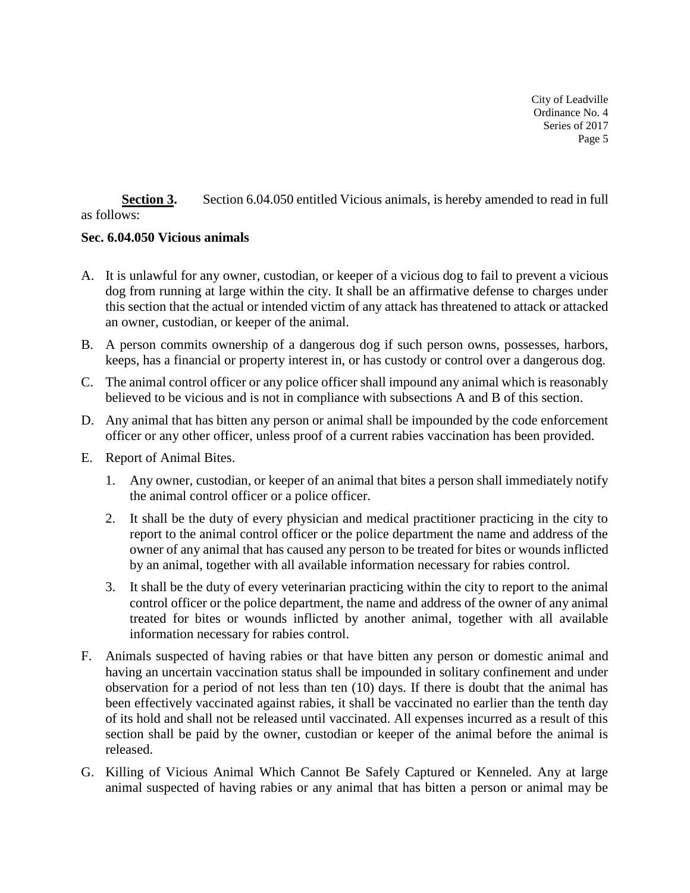**Section 3.** Section 6.04.050 entitled Vicious animals, is hereby amended to read in full as follows:

**Sec. 6.04.050 Vicious animals**

A. It is unlawful for any owner, custodian, or keeper of a vicious dog to fail to prevent a vicious dog from running at large within the city. It shall be an affirmative defense to charges under this section that the actual or intended victim of any attack has threatened to attack or attacked an owner, custodian, or keeper of the animal.

B. A person commits ownership of a dangerous dog if such person owns, possesses, harbors, keeps, has a financial or property interest in, or has custody or control over a dangerous dog.

C. The animal control officer or any police officer shall impound any animal which is reasonably believed to be vicious and is not in compliance with subsections A and B of this section.

D. Any animal that has bitten any person or animal shall be impounded by the code enforcement officer or any other officer, unless proof of a current rabies vaccination has been provided.

E. Report of Animal Bites.

   1. Any owner, custodian, or keeper of an animal that bites a person shall immediately notify the animal control officer or a police officer.

   2. It shall be the duty of every physician and medical practitioner practicing in the city to report to the animal control officer or the police department the name and address of the owner of any animal that has caused any person to be treated for bites or wounds inflicted by an animal, together with all available information necessary for rabies control.

   3. It shall be the duty of every veterinarian practicing within the city to report to the animal control officer or the police department, the name and address of the owner of any animal treated for bites or wounds inflicted by another animal, together with all available information necessary for rabies control.

F. Animals suspected of having rabies or that have bitten any person or domestic animal and having an uncertain vaccination status shall be impounded in solitary confinement and under observation for a period of not less than ten (10) days. If there is doubt that the animal has been effectively vaccinated against rabies, it shall be vaccinated no earlier than the tenth day of its hold and shall not be released until vaccinated. All expenses incurred as a result of this section shall be paid by the owner, custodian or keeper of the animal before the animal is released.

G. Killing of Vicious Animal Which Cannot Be Safely Captured or Kenneled. Any at large animal suspected of having rabies or any animal that has bitten a person or animal may be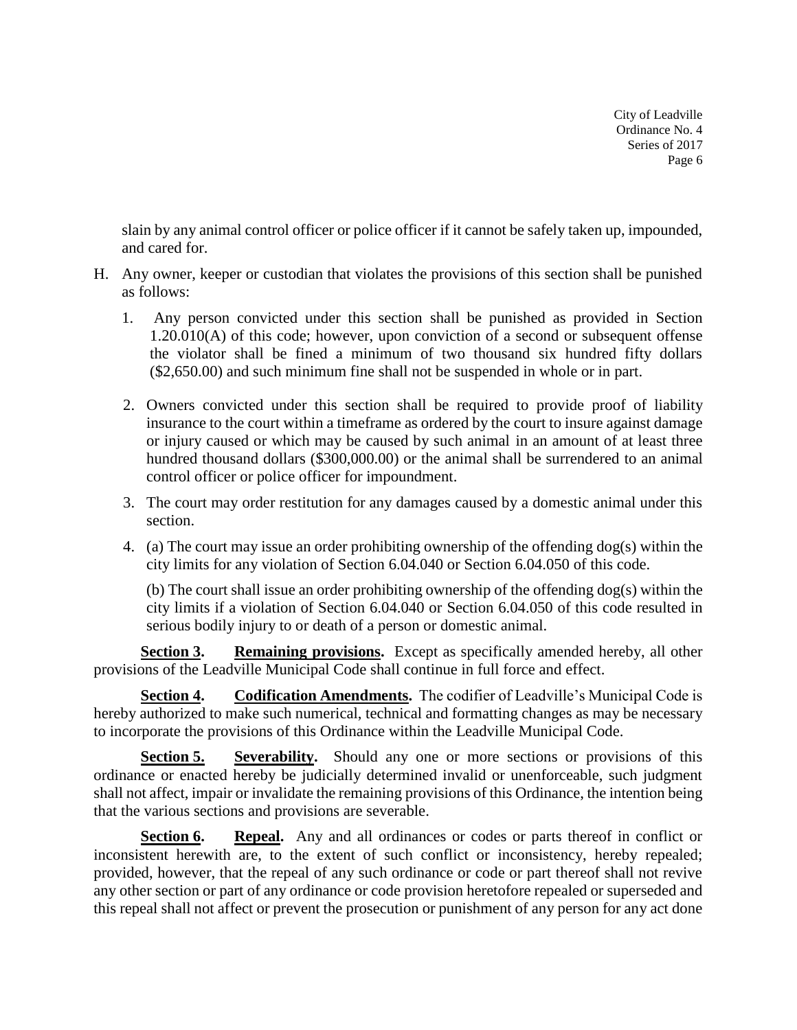slain by any animal control officer or police officer if it cannot be safely taken up, impounded, and cared for.

H. Any owner, keeper or custodian that violates the provisions of this section shall be punished as follows:

   1. Any person convicted under this section shall be punished as provided in Section 1.20.010(A) of this code; however, upon conviction of a second or subsequent offense the violator shall be fined a minimum of two thousand six hundred fifty dollars ($2,650.00) and such minimum fine shall not be suspended in whole or in part.

   2. Owners convicted under this section shall be required to provide proof of liability insurance to the court within a timeframe as ordered by the court to insure against damage or injury caused or which may be caused by such animal in an amount of at least three hundred thousand dollars ($300,000.00) or the animal shall be surrendered to an animal control officer or police officer for impoundment.

   3. The court may order restitution for any damages caused by a domestic animal under this section.

   4. (a) The court may issue an order prohibiting ownership of the offending dog(s) within the city limits for any violation of Section 6.04.040 or Section 6.04.050 of this code.

      (b) The court shall issue an order prohibiting ownership of the offending dog(s) within the city limits if a violation of Section 6.04.040 or Section 6.04.050 of this code resulted in serious bodily injury to or death of a person or domestic animal.

**Section 3.** **Remaining provisions.** Except as specifically amended hereby, all other provisions of the Leadville Municipal Code shall continue in full force and effect.

**Section 4.** **Codification Amendments.** The codifier of Leadville's Municipal Code is hereby authorized to make such numerical, technical and formatting changes as may be necessary to incorporate the provisions of this Ordinance within the Leadville Municipal Code.

**Section 5.** **Severability.** Should any one or more sections or provisions of this ordinance or enacted hereby be judicially determined invalid or unenforceable, such judgment shall not affect, impair or invalidate the remaining provisions of this Ordinance, the intention being that the various sections and provisions are severable.

**Section 6.** **Repeal.** Any and all ordinances or codes or parts thereof in conflict or inconsistent herewith are, to the extent of such conflict or inconsistency, hereby repealed; provided, however, that the repeal of any such ordinance or code or part thereof shall not revive any other section or part of any ordinance or code provision heretofore repealed or superseded and this repeal shall not affect or prevent the prosecution or punishment of any person for any act done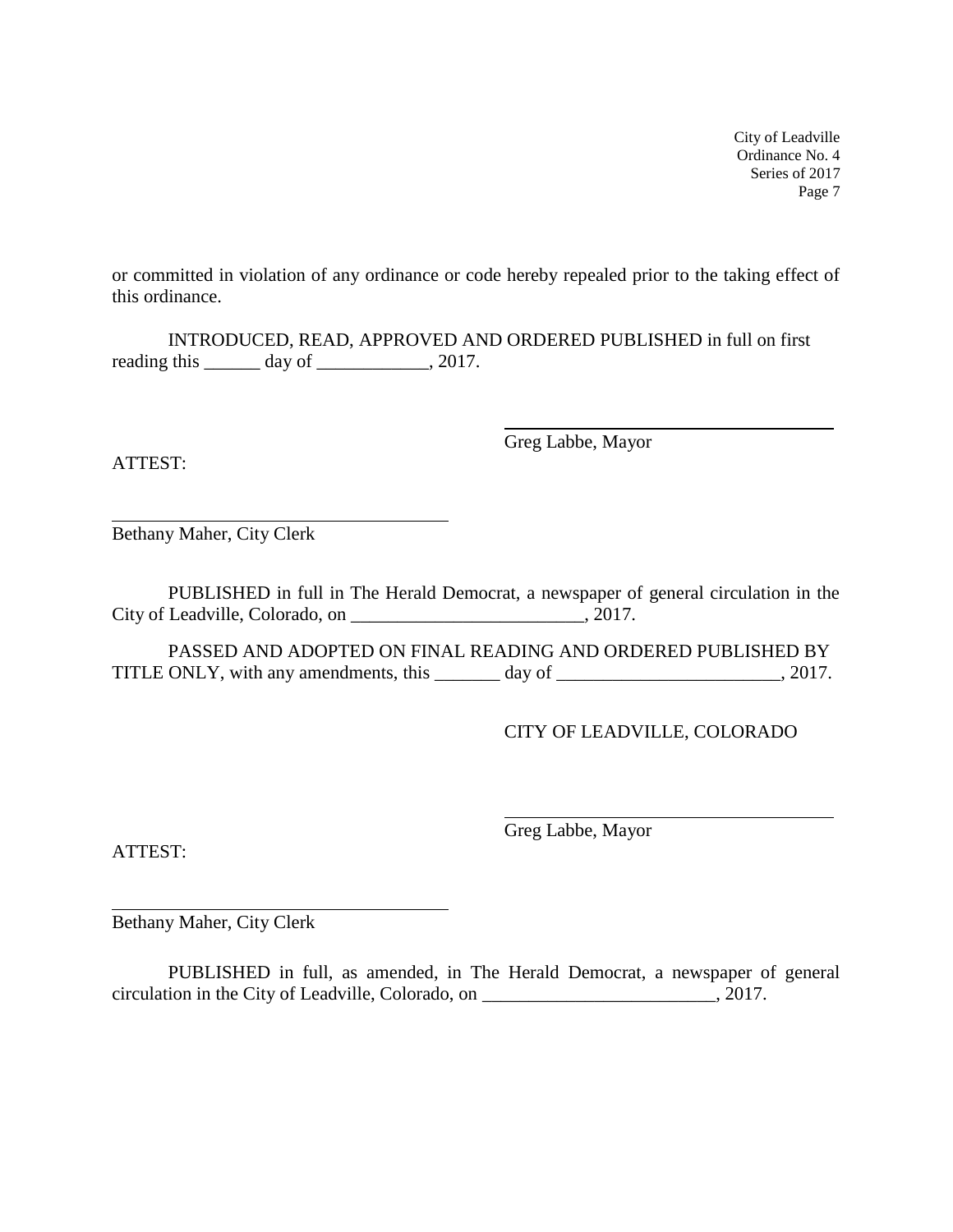or committed in violation of any ordinance or code hereby repealed prior to the taking effect of this ordinance.

INTRODUCED, READ, APPROVED AND ORDERED PUBLISHED in full on first reading this ______ day of ____________, 2017.

_____________________________________
Greg Labbe, Mayor

ATTEST:

_____________________________________
Bethany Maher, City Clerk

PUBLISHED in full in The Herald Democrat, a newspaper of general circulation in the City of Leadville, Colorado, on _________________________, 2017.

PASSED AND ADOPTED ON FINAL READING AND ORDERED PUBLISHED BY TITLE ONLY, with any amendments, this _______ day of ________________________, 2017.

CITY OF LEADVILLE, COLORADO

_____________________________________
Greg Labbe, Mayor

ATTEST:

_____________________________________
Bethany Maher, City Clerk

PUBLISHED in full, as amended, in The Herald Democrat, a newspaper of general circulation in the City of Leadville, Colorado, on _________________________, 2017.